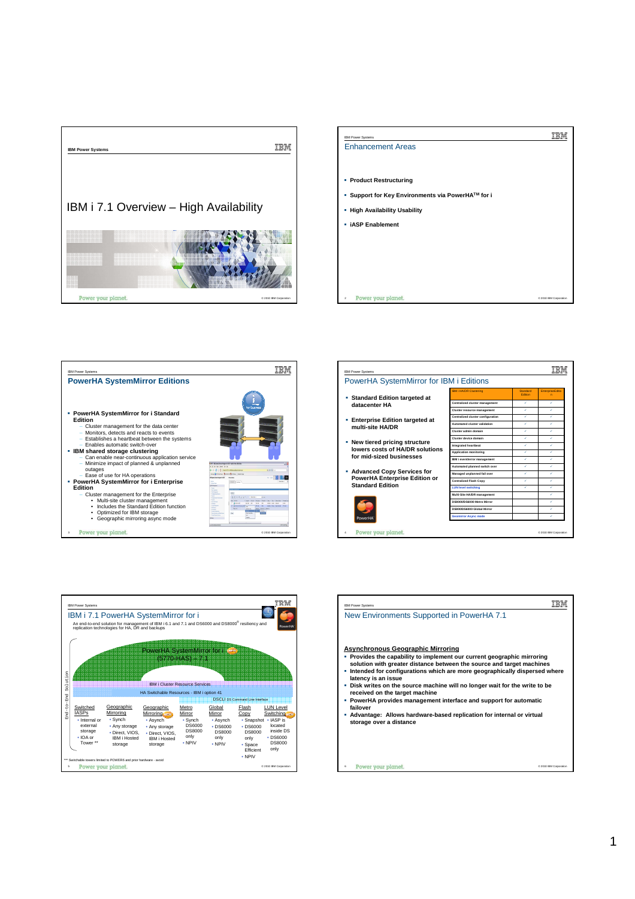# IBM i 7.1 Overview – High Availability

## Enhancement Areas

- Product Restructuring
- Support for Key Environments via PowerHA™ for i
- High Availability Usability
- iASP Enablement

## PowerHA SystemMirror Editions

- **PowerHA SystemMirror for i Standard Edition**
  - Cluster management for the data center
  - Monitors, detects and reacts to events
  - Establishes a heartbeat between the systems
  - Enables automatic switch-over
- **IBM shared storage clustering**
  - Can enable near-continuous application service
  - Minimize impact of planned & unplanned outages
  - Ease of use for HA operations
- **PowerHA SystemMirror for i Enterprise Edition**
  - Cluster management for the Enterprise
    - Multi-site cluster management
    - Includes the Standard Edition function
    - Optimized for IBM storage
    - Geographic mirroring async mode

## PowerHA SystemMirror for IBM i Editions

- Standard Edition targeted at datacenter HA
- Enterprise Edition targeted at multi-site HA/DR
- New tiered pricing structure lowers costs of HA/DR solutions for mid-sized businesses
- Advanced Copy Services for PowerHA Enterprise Edition or Standard Edition

| IBM i HA/DR Clustering | Standard Edition | Enterprise Edition |
|---|---|---|
| Centralized cluster management | ✓ | ✓ |
| Cluster resource management | ✓ | ✓ |
| Centralized cluster configuration | ✓ | ✓ |
| Automated cluster validation | ✓ | ✓ |
| Cluster admin domain | ✓ | ✓ |
| Cluster device domain | ✓ | ✓ |
| Integrated heartbeat | ✓ | ✓ |
| Application monitoring | ✓ | ✓ |
| IBM i event/error management | ✓ | ✓ |
| Automated planned switch over | ✓ | ✓ |
| Managed unplanned fail over | ✓ | ✓ |
| Centralized Flash Copy | ✓ | ✓ |
| LUN level switching | ✓ | ✓ |
| Multi-Site HA/DR management | | ✓ |
| DS8000/DS6000 Metro Mirror | | ✓ |
| DS8000/DS6000 Global Mirror | | ✓ |
| Geomirror Async mode | | ✓ |

## IBM i 7.1 PowerHA SystemMirror for i

An end-to-end solution for management of IBM i 6.1 and 7.1 and DS6000 and DS8000® resiliency and replication technologies for HA, DR and backups

End-to-End Solution

PowerHA SystemMirror for i (5770-HAS) – 7.1

IBM i Cluster Resource Services

HA Switchable Resources - IBM i option 41

DSCLI DS Command Line Interface

| Switched IASPs | Geographic Mirroring | Geographic Mirroring | Metro Mirror | Global Mirror | Flash Copy | LUN Level Switching |
|---|---|---|---|---|---|---|
| • Internal or external storage<br>• IOA or Tower ** | • Synch<br>• Any storage<br>• Direct, VIOS, IBM i Hosted storage | • Asynch<br>• Any storage<br>• Direct, VIOS, IBM i Hosted storage | • Synch DS6000 DS8000 only<br>• NPIV | • Asynch<br>• DS6000 DS8000 only<br>• NPIV | • Snapshot<br>• DS6000 DS8000 only<br>• Space Efficient<br>• NPIV | • IASP is located inside DS<br>• DS6000 DS8000 only |

** Switchable towers limited to POWER6 and prior hardware - avoid

## New Environments Supported in PowerHA 7.1

**Asynchronous Geographic Mirroring**

- Provides the capability to improve our current geographic mirroring solution with greater distance between the source and target machines
- Intended for configurations which are more geographically dispersed where latency is an issue
- Disk writes on the source machine will no longer wait for the write to be received on the target machine
- PowerHA provides management interface and support for automatic failover
- Advantage: Allows hardware-based replication for internal or virtual storage over a distance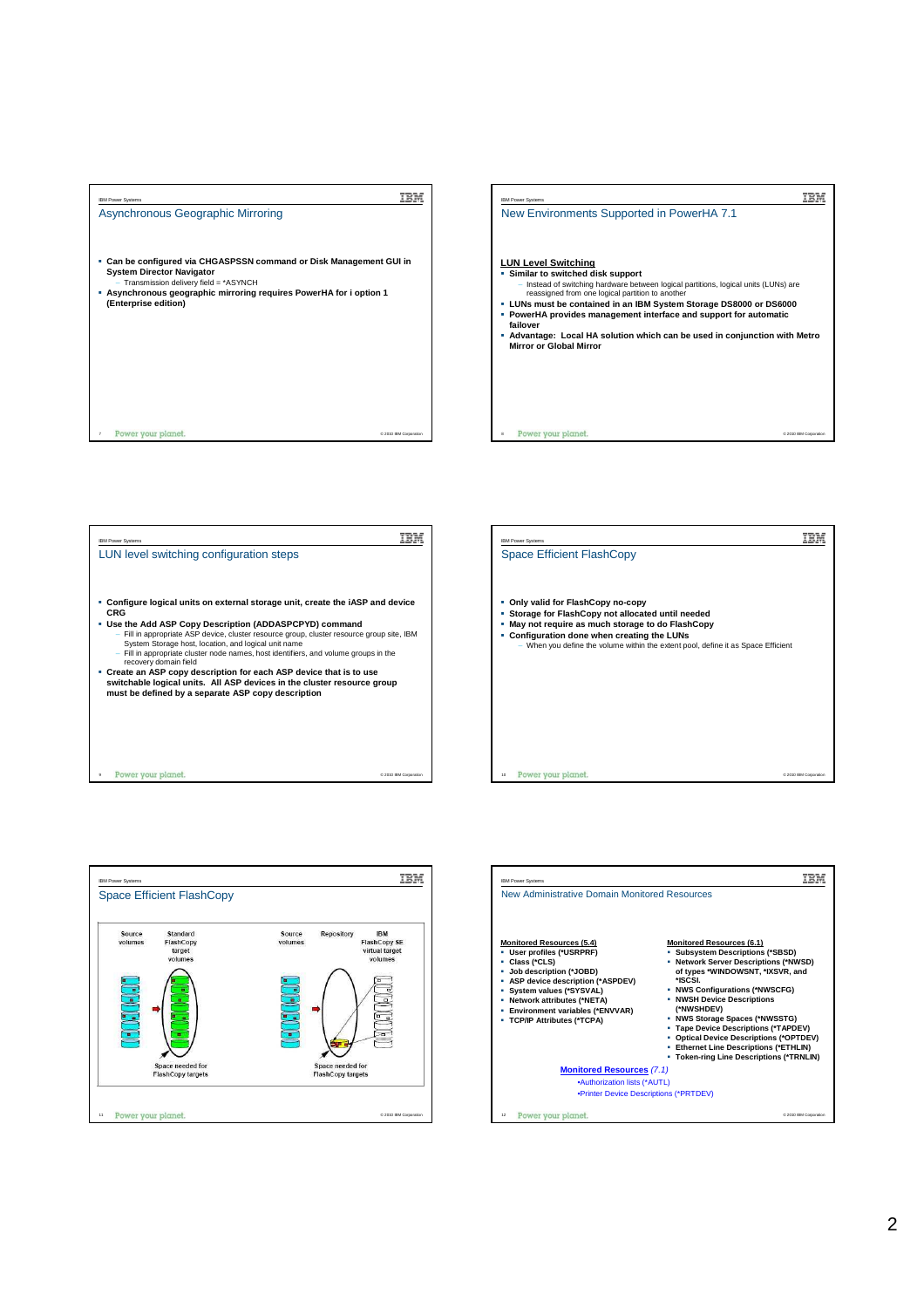## Asynchronous Geographic Mirroring

- **Can be configured via CHGASPSSN command or Disk Management GUI in System Director Navigator**
  - Transmission delivery field = *ASYNCH
- **Asynchronous geographic mirroring requires PowerHA for i option 1 (Enterprise edition)**

## New Environments Supported in PowerHA 7.1

**LUN Level Switching**

- **Similar to switched disk support**
  - Instead of switching hardware between logical partitions, logical units (LUNs) are reassigned from one logical partition to another
- **LUNs must be contained in an IBM System Storage DS8000 or DS6000**
- **PowerHA provides management interface and support for automatic failover**
- **Advantage: Local HA solution which can be used in conjunction with Metro Mirror or Global Mirror**

## LUN level switching configuration steps

- **Configure logical units on external storage unit, create the iASP and device CRG**
- **Use the Add ASP Copy Description (ADDASPCPYD) command**
  - Fill in appropriate ASP device, cluster resource group, cluster resource group site, IBM System Storage host, location, and logical unit name
  - Fill in appropriate cluster node names, host identifiers, and volume groups in the recovery domain field
- **Create an ASP copy description for each ASP device that is to use switchable logical units. All ASP devices in the cluster resource group must be defined by a separate ASP copy description**

## Space Efficient FlashCopy

- **Only valid for FlashCopy no-copy**
- **Storage for FlashCopy not allocated until needed**
- **May not require as much storage to do FlashCopy**
- **Configuration done when creating the LUNs**
  - When you define the volume within the extent pool, define it as Space Efficient

## Space Efficient FlashCopy

Source volumes | Standard FlashCopy target volumes | Space needed for FlashCopy targets

Source volumes | Repository | IBM FlashCopy SE virtual target volumes | Space needed for FlashCopy targets

## New Administrative Domain Monitored Resources

**Monitored Resources (5.4)**

- User profiles (*USRPRF)
- Class (*CLS)
- Job description (*JOBD)
- ASP device description (*ASPDEV)
- System values (*SYSVAL)
- Network attributes (*NETA)
- Environment variables (*ENVVAR)
- TCP/IP Attributes (*TCPA)

**Monitored Resources (6.1)**

- Subsystem Descriptions (*SBSD)
- Network Server Descriptions (*NWSD) of types *WINDOWSNT, *IXSVR, and *ISCSI.
- NWS Configurations (*NWSCFG)
- NWSH Device Descriptions (*NWSHDEV)
- NWS Storage Spaces (*NWSSTG)
- Tape Device Descriptions (*TAPDEV)
- Optical Device Descriptions (*OPTDEV)
- Ethernet Line Descriptions (*ETHLIN)
- Token-ring Line Descriptions (*TRNLIN)

**Monitored Resources** *(7.1)*

- Authorization lists (*AUTL)
- Printer Device Descriptions (*PRTDEV)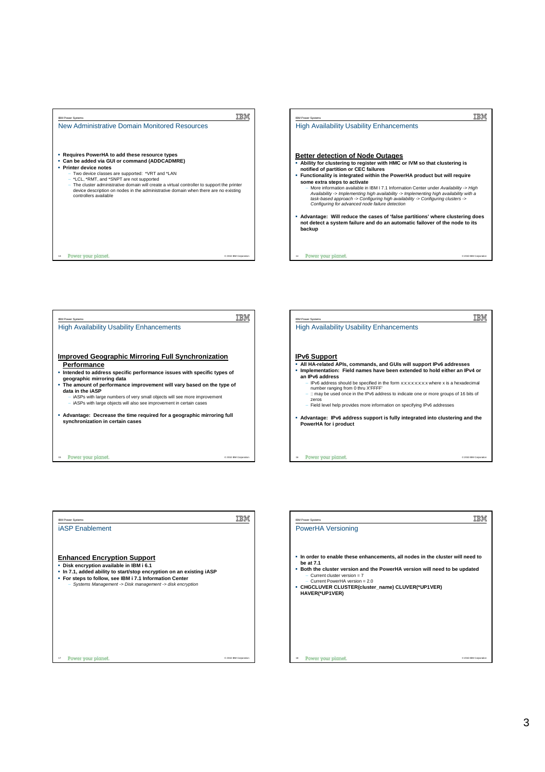## New Administrative Domain Monitored Resources

- **Requires PowerHA to add these resource types**
- **Can be added via GUI or command (ADDCADMRE)**
- **Printer device notes**
  - Two device classes are supported: *VRT and *LAN
  - *LCL, *RMT, and *SNPT are not supported
  - The cluster administrative domain will create a virtual controller to support the printer device description on nodes in the administrative domain when there are no existing controllers available

## High Availability Usability Enhancements

### Better detection of Node Outages

- **Ability for clustering to register with HMC or IVM so that clustering is notified of partition or CEC failures**
- **Functionality is integrated within the PowerHA product but will require some extra steps to activate**
  - More information available in IBM I 7.1 Information Center under *Availability -> High Availability -> Implementing high availability -> Implementing high availability with a task-based approach -> Configuring high availability -> Configuring clusters -> Configuring for advanced node failure detection*

- **Advantage: Will reduce the cases of 'false partitions' where clustering does not detect a system failure and do an automatic failover of the node to its backup**

## High Availability Usability Enhancements

### Improved Geographic Mirroring Full Synchronization Performance

- **Intended to address specific performance issues with specific types of geographic mirroring data**
- **The amount of performance improvement will vary based on the type of data in the iASP**
  - iASPs with large numbers of very small objects will see more improvement
  - iASPs with large objects will also see improvement in certain cases

- **Advantage: Decrease the time required for a geographic mirroring full synchronization in certain cases**

## High Availability Usability Enhancements

### IPv6 Support

- **All HA-related APIs, commands, and GUIs will support IPv6 addresses**
- **Implementation: Field names have been extended to hold either an IPv4 or an IPv6 address**
  - IPv6 address should be specified in the form x:x:x:x:x:x:x:x where x is a hexadecimal number ranging from 0 thru X'FFFF'
  - :: may be used once in the IPv6 address to indicate one or more groups of 16 bits of zeros
  - Field level help provides more information on specifying IPv6 addresses

- **Advantage: IPv6 address support is fully integrated into clustering and the PowerHA for i product**

## iASP Enablement

### Enhanced Encryption Support

- **Disk encryption available in IBM i 6.1**
- **In 7.1, added ability to start/stop encryption on an existing iASP**
- **For steps to follow, see IBM i 7.1 Information Center**
  - *Systems Management -> Disk management -> disk encryption*

## PowerHA Versioning

- **In order to enable these enhancements, all nodes in the cluster will need to be at 7.1**
- **Both the cluster version and the PowerHA version will need to be updated**
  - Current cluster version = 7
  - Current PowerHA version = 2.0
- **CHGCLUVER CLUSTER(cluster_name) CLUVER(*UP1VER) HAVER(*UP1VER)**